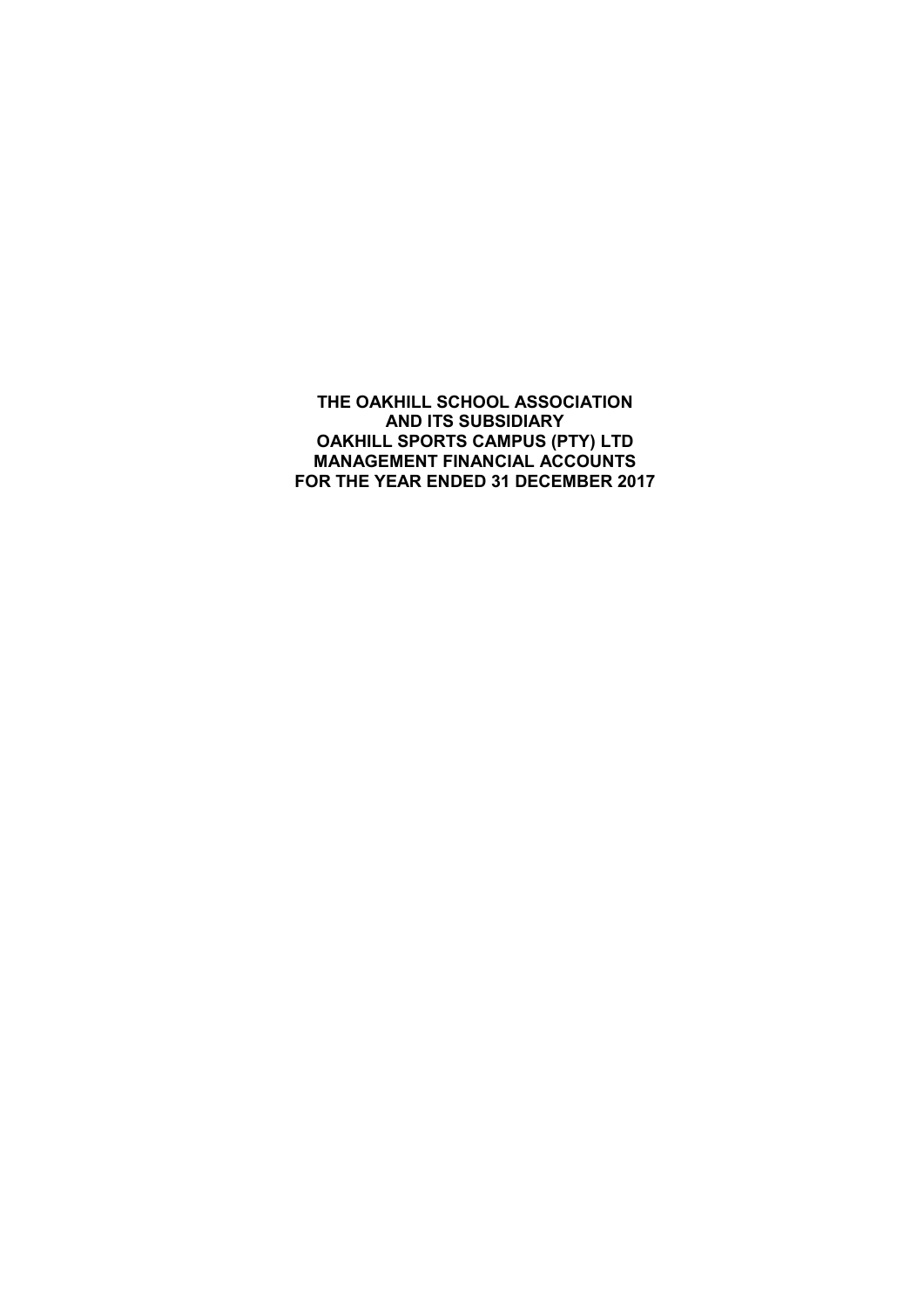# THE OAKHILL SCHOOL ASSOCIATION
# AND ITS SUBSIDIARY
# OAKHILL SPORTS CAMPUS (PTY) LTD
# MANAGEMENT FINANCIAL ACCOUNTS
# FOR THE YEAR ENDED 31 DECEMBER 2017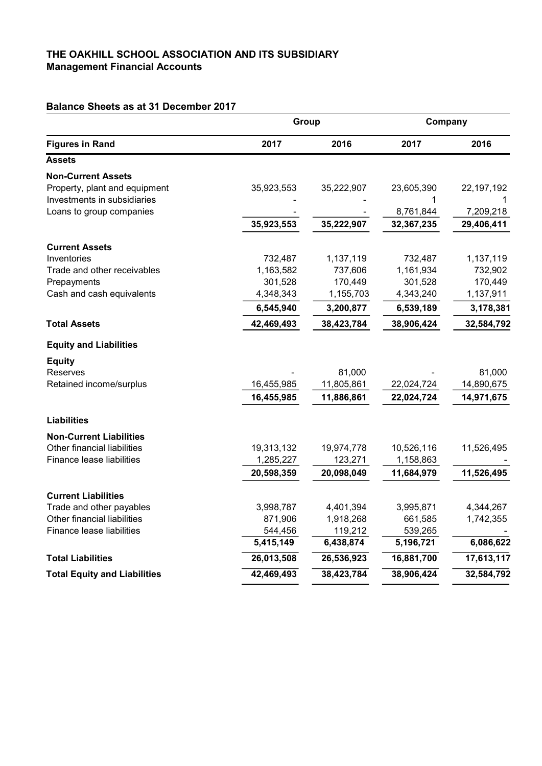# THE OAKHILL SCHOOL ASSOCIATION AND ITS SUBSIDIARY
**Management Financial Accounts**

## Balance Sheets as at 31 December 2017

| | Group | | Company | |
|---|---|---|---|---|
| **Figures in Rand** | **2017** | **2016** | **2017** | **2016** |
| **Assets** | | | | |
| **Non-Current Assets** | | | | |
| Property, plant and equipment | 35,923,553 | 35,222,907 | 23,605,390 | 22,197,192 |
| Investments in subsidiaries | - | - | 1 | 1 |
| Loans to group companies | - | - | 8,761,844 | 7,209,218 |
| | **35,923,553** | **35,222,907** | **32,367,235** | **29,406,411** |
| **Current Assets** | | | | |
| Inventories | 732,487 | 1,137,119 | 732,487 | 1,137,119 |
| Trade and other receivables | 1,163,582 | 737,606 | 1,161,934 | 732,902 |
| Prepayments | 301,528 | 170,449 | 301,528 | 170,449 |
| Cash and cash equivalents | 4,348,343 | 1,155,703 | 4,343,240 | 1,137,911 |
| | **6,545,940** | **3,200,877** | **6,539,189** | **3,178,381** |
| **Total Assets** | **42,469,493** | **38,423,784** | **38,906,424** | **32,584,792** |
| **Equity and Liabilities** | | | | |
| **Equity** | | | | |
| Reserves | - | 81,000 | - | 81,000 |
| Retained income/surplus | 16,455,985 | 11,805,861 | 22,024,724 | 14,890,675 |
| | **16,455,985** | **11,886,861** | **22,024,724** | **14,971,675** |
| **Liabilities** | | | | |
| **Non-Current Liabilities** | | | | |
| Other financial liabilities | 19,313,132 | 19,974,778 | 10,526,116 | 11,526,495 |
| Finance lease liabilities | 1,285,227 | 123,271 | 1,158,863 | - |
| | **20,598,359** | **20,098,049** | **11,684,979** | **11,526,495** |
| **Current Liabilities** | | | | |
| Trade and other payables | 3,998,787 | 4,401,394 | 3,995,871 | 4,344,267 |
| Other financial liabilities | 871,906 | 1,918,268 | 661,585 | 1,742,355 |
| Finance lease liabilities | 544,456 | 119,212 | 539,265 | - |
| | **5,415,149** | **6,438,874** | **5,196,721** | **6,086,622** |
| **Total Liabilities** | **26,013,508** | **26,536,923** | **16,881,700** | **17,613,117** |
| **Total Equity and Liabilities** | **42,469,493** | **38,423,784** | **38,906,424** | **32,584,792** |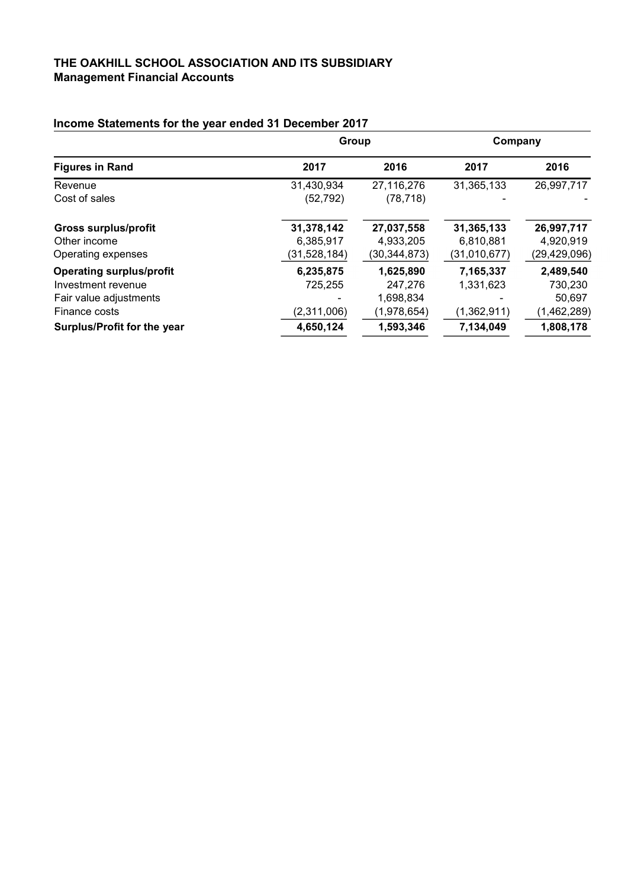# THE OAKHILL SCHOOL ASSOCIATION AND ITS SUBSIDIARY
## Management Financial Accounts

### Income Statements for the year ended 31 December 2017

| | Group | | Company | |
|---|---|---|---|---|
| **Figures in Rand** | **2017** | **2016** | **2017** | **2016** |
| Revenue | 31,430,934 | 27,116,276 | 31,365,133 | 26,997,717 |
| Cost of sales | (52,792) | (78,718) | - | - |
| **Gross surplus/profit** | **31,378,142** | **27,037,558** | **31,365,133** | **26,997,717** |
| Other income | 6,385,917 | 4,933,205 | 6,810,881 | 4,920,919 |
| Operating expenses | (31,528,184) | (30,344,873) | (31,010,677) | (29,429,096) |
| **Operating surplus/profit** | **6,235,875** | **1,625,890** | **7,165,337** | **2,489,540** |
| Investment revenue | 725,255 | 247,276 | 1,331,623 | 730,230 |
| Fair value adjustments | - | 1,698,834 | - | 50,697 |
| Finance costs | (2,311,006) | (1,978,654) | (1,362,911) | (1,462,289) |
| **Surplus/Profit for the year** | **4,650,124** | **1,593,346** | **7,134,049** | **1,808,178** |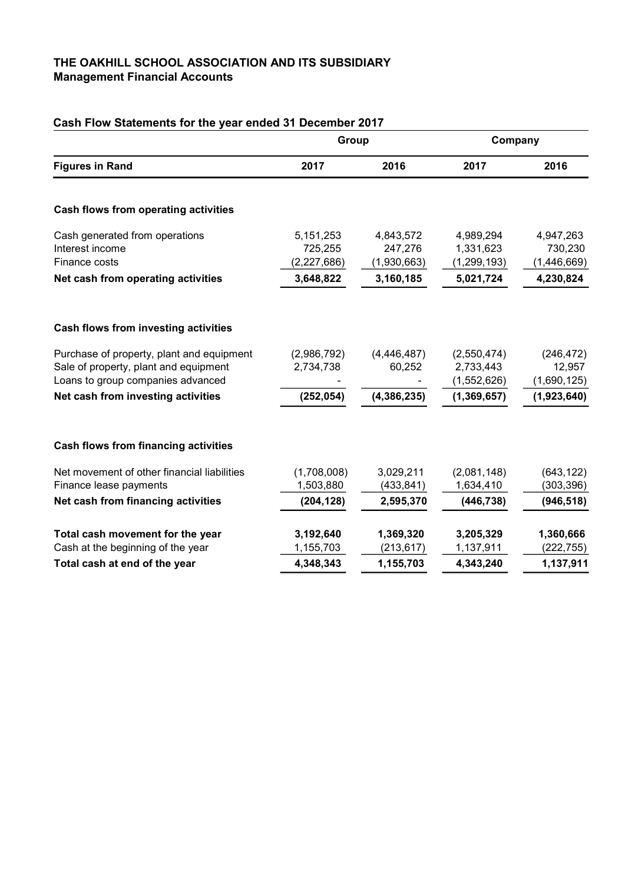**THE OAKHILL SCHOOL ASSOCIATION AND ITS SUBSIDIARY**
**Management Financial Accounts**

## Cash Flow Statements for the year ended 31 December 2017

| | Group | | Company | |
|---|---|---|---|---|
| **Figures in Rand** | **2017** | **2016** | **2017** | **2016** |
| **Cash flows from operating activities** | | | | |
| Cash generated from operations | 5,151,253 | 4,843,572 | 4,989,294 | 4,947,263 |
| Interest income | 725,255 | 247,276 | 1,331,623 | 730,230 |
| Finance costs | (2,227,686) | (1,930,663) | (1,299,193) | (1,446,669) |
| **Net cash from operating activities** | **3,648,822** | **3,160,185** | **5,021,724** | **4,230,824** |
| **Cash flows from investing activities** | | | | |
| Purchase of property, plant and equipment | (2,986,792) | (4,446,487) | (2,550,474) | (246,472) |
| Sale of property, plant and equipment | 2,734,738 | 60,252 | 2,733,443 | 12,957 |
| Loans to group companies advanced | - | - | (1,552,626) | (1,690,125) |
| **Net cash from investing activities** | **(252,054)** | **(4,386,235)** | **(1,369,657)** | **(1,923,640)** |
| **Cash flows from financing activities** | | | | |
| Net movement of other financial liabilities | (1,708,008) | 3,029,211 | (2,081,148) | (643,122) |
| Finance lease payments | 1,503,880 | (433,841) | 1,634,410 | (303,396) |
| **Net cash from financing activities** | **(204,128)** | **2,595,370** | **(446,738)** | **(946,518)** |
| **Total cash movement for the year** | **3,192,640** | **1,369,320** | **3,205,329** | **1,360,666** |
| Cash at the beginning of the year | 1,155,703 | (213,617) | 1,137,911 | (222,755) |
| **Total cash at end of the year** | **4,348,343** | **1,155,703** | **4,343,240** | **1,137,911** |